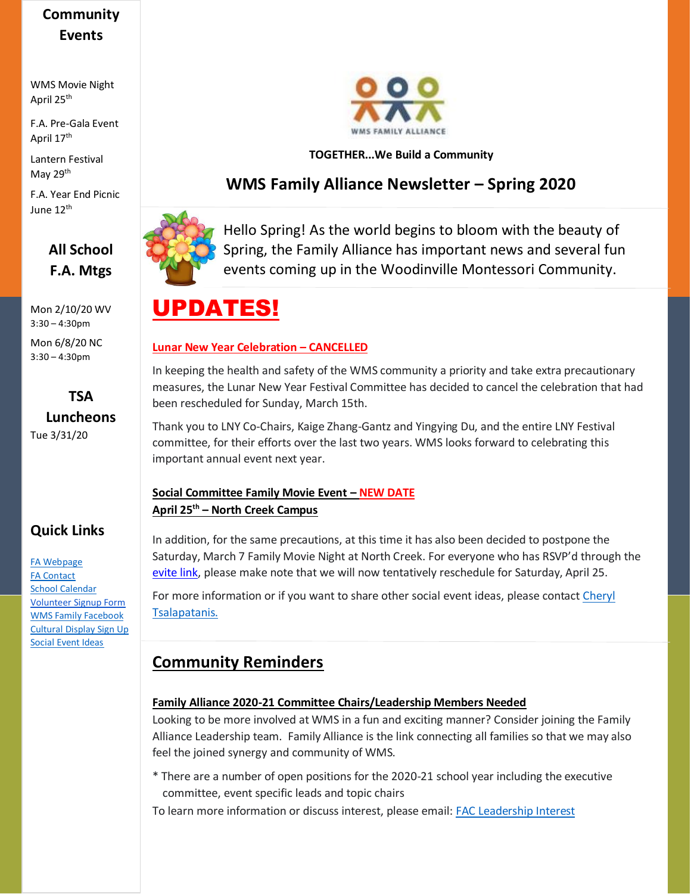# WMS Family Alliance Newsletter – Spring 2020

WMS FAMILY ALLIANCE

**TOGETHER...We Build a Community**

Hello Spring! As the world begins to bloom with the beauty of Spring, the Family Alliance has important news and several fun events coming up in the Woodinville Montessori Community.

## UPDATES!

### Lunar New Year Celebration – CANCELLED

In keeping the health and safety of the WMS community a priority and take extra precautionary measures, the Lunar New Year Festival Committee has decided to cancel the celebration that had been rescheduled for Sunday, March 15th.

Thank you to LNY Co-Chairs, Kaige Zhang-Gantz and Yingying Du, and the entire LNY Festival committee, for their efforts over the last two years. WMS looks forward to celebrating this important annual event next year.

### Social Committee Family Movie Event – NEW DATE
**April 25th – North Creek Campus**

In addition, for the same precautions, at this time it has also been decided to postpone the Saturday, March 7 Family Movie Night at North Creek. For everyone who has RSVP'd through the evite link, please make note that we will now tentatively reschedule for Saturday, April 25.

For more information or if you want to share other social event ideas, please contact Cheryl Tsalapatanis.

## Community Reminders

### Family Alliance 2020-21 Committee Chairs/Leadership Members Needed

Looking to be more involved at WMS in a fun and exciting manner? Consider joining the Family Alliance Leadership team. Family Alliance is the link connecting all families so that we may also feel the joined synergy and community of WMS.

* There are a number of open positions for the 2020-21 school year including the executive committee, event specific leads and topic chairs

To learn more information or discuss interest, please email: FAC Leadership Interest

## Community Events

WMS Movie Night
April 25th

F.A. Pre-Gala Event
April 17th

Lantern Festival
May 29th

F.A. Year End Picnic
June 12th

## All School F.A. Mtgs

Mon 2/10/20 WV
3:30 – 4:30pm

Mon 6/8/20 NC
3:30 – 4:30pm

## TSA Luncheons

Tue 3/31/20

## Quick Links

- FA Webpage
- FA Contact
- School Calendar
- Volunteer Signup Form
- WMS Family Facebook
- Cultural Display Sign Up
- Social Event Ideas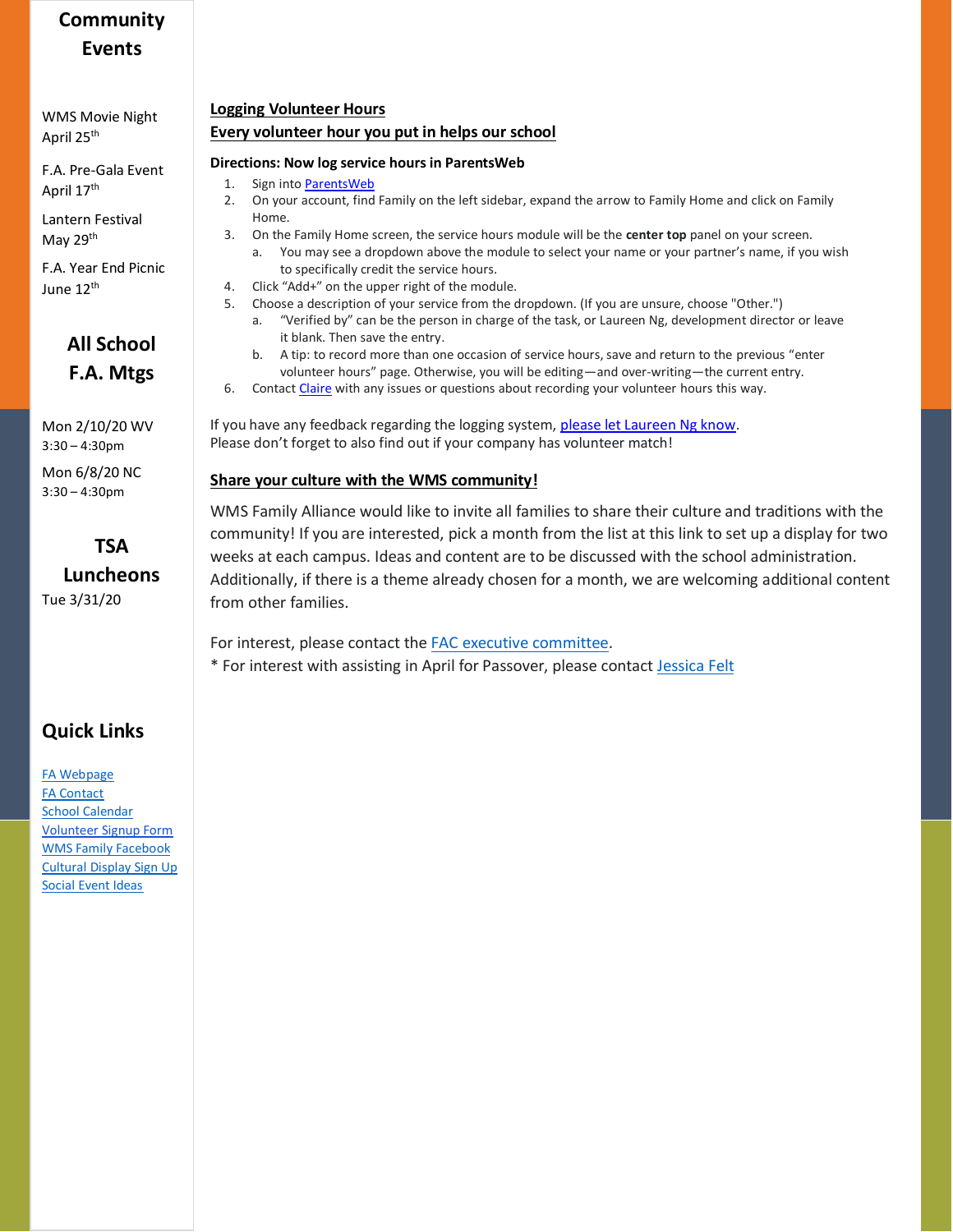## Community Events

WMS Movie Night
April 25th

F.A. Pre-Gala Event
April 17th

Lantern Festival
May 29th

F.A. Year End Picnic
June 12th

## All School F.A. Mtgs

Mon 2/10/20 WV
3:30 – 4:30pm

Mon 6/8/20 NC
3:30 – 4:30pm

## TSA Luncheons

Tue 3/31/20

## Quick Links

[FA Webpage]
[FA Contact]
[School Calendar]
[Volunteer Signup Form]
[WMS Family Facebook]
[Cultural Display Sign Up]
[Social Event Ideas]

## Logging Volunteer Hours
## Every volunteer hour you put in helps our school

**Directions: Now log service hours in ParentsWeb**

1. Sign into ParentsWeb
2. On your account, find Family on the left sidebar, expand the arrow to Family Home and click on Family Home.
3. On the Family Home screen, the service hours module will be the **center top** panel on your screen.
   a. You may see a dropdown above the module to select your name or your partner's name, if you wish to specifically credit the service hours.
4. Click "Add+" on the upper right of the module.
5. Choose a description of your service from the dropdown. (If you are unsure, choose "Other.")
   a. "Verified by" can be the person in charge of the task, or Laureen Ng, development director or leave it blank. Then save the entry.
   b. A tip: to record more than one occasion of service hours, save and return to the previous "enter volunteer hours" page. Otherwise, you will be editing—and over-writing—the current entry.
6. Contact Claire with any issues or questions about recording your volunteer hours this way.

If you have any feedback regarding the logging system, please let Laureen Ng know.
Please don't forget to also find out if your company has volunteer match!

## Share your culture with the WMS community!

WMS Family Alliance would like to invite all families to share their culture and traditions with the community! If you are interested, pick a month from the list at this link to set up a display for two weeks at each campus. Ideas and content are to be discussed with the school administration. Additionally, if there is a theme already chosen for a month, we are welcoming additional content from other families.

For interest, please contact the FAC executive committee.
* For interest with assisting in April for Passover, please contact Jessica Felt